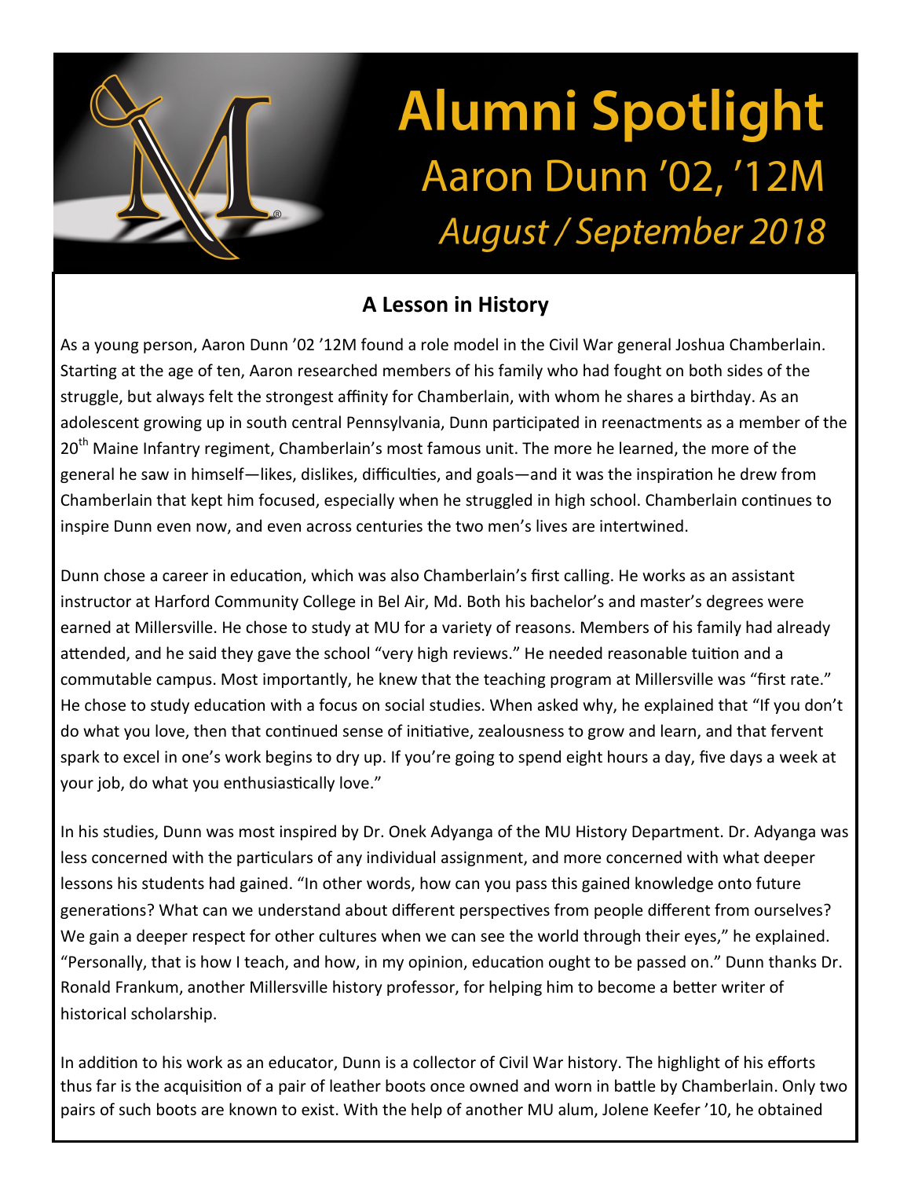# Alumni Spotlight

## Aaron Dunn ’02, ’12M

*August / September 2018*

### A Lesson in History

As a young person, Aaron Dunn ’02 ’12M found a role model in the Civil War general Joshua Chamberlain. Starting at the age of ten, Aaron researched members of his family who had fought on both sides of the struggle, but always felt the strongest affinity for Chamberlain, with whom he shares a birthday. As an adolescent growing up in south central Pennsylvania, Dunn participated in reenactments as a member of the 20th Maine Infantry regiment, Chamberlain’s most famous unit. The more he learned, the more of the general he saw in himself—likes, dislikes, difficulties, and goals—and it was the inspiration he drew from Chamberlain that kept him focused, especially when he struggled in high school. Chamberlain continues to inspire Dunn even now, and even across centuries the two men’s lives are intertwined.

Dunn chose a career in education, which was also Chamberlain’s first calling. He works as an assistant instructor at Harford Community College in Bel Air, Md. Both his bachelor’s and master’s degrees were earned at Millersville. He chose to study at MU for a variety of reasons. Members of his family had already attended, and he said they gave the school “very high reviews.” He needed reasonable tuition and a commutable campus. Most importantly, he knew that the teaching program at Millersville was “first rate.” He chose to study education with a focus on social studies. When asked why, he explained that “If you don’t do what you love, then that continued sense of initiative, zealousness to grow and learn, and that fervent spark to excel in one’s work begins to dry up. If you’re going to spend eight hours a day, five days a week at your job, do what you enthusiastically love.”

In his studies, Dunn was most inspired by Dr. Onek Adyanga of the MU History Department. Dr. Adyanga was less concerned with the particulars of any individual assignment, and more concerned with what deeper lessons his students had gained. “In other words, how can you pass this gained knowledge onto future generations? What can we understand about different perspectives from people different from ourselves? We gain a deeper respect for other cultures when we can see the world through their eyes,” he explained. “Personally, that is how I teach, and how, in my opinion, education ought to be passed on.” Dunn thanks Dr. Ronald Frankum, another Millersville history professor, for helping him to become a better writer of historical scholarship.

In addition to his work as an educator, Dunn is a collector of Civil War history. The highlight of his efforts thus far is the acquisition of a pair of leather boots once owned and worn in battle by Chamberlain. Only two pairs of such boots are known to exist. With the help of another MU alum, Jolene Keefer ’10, he obtained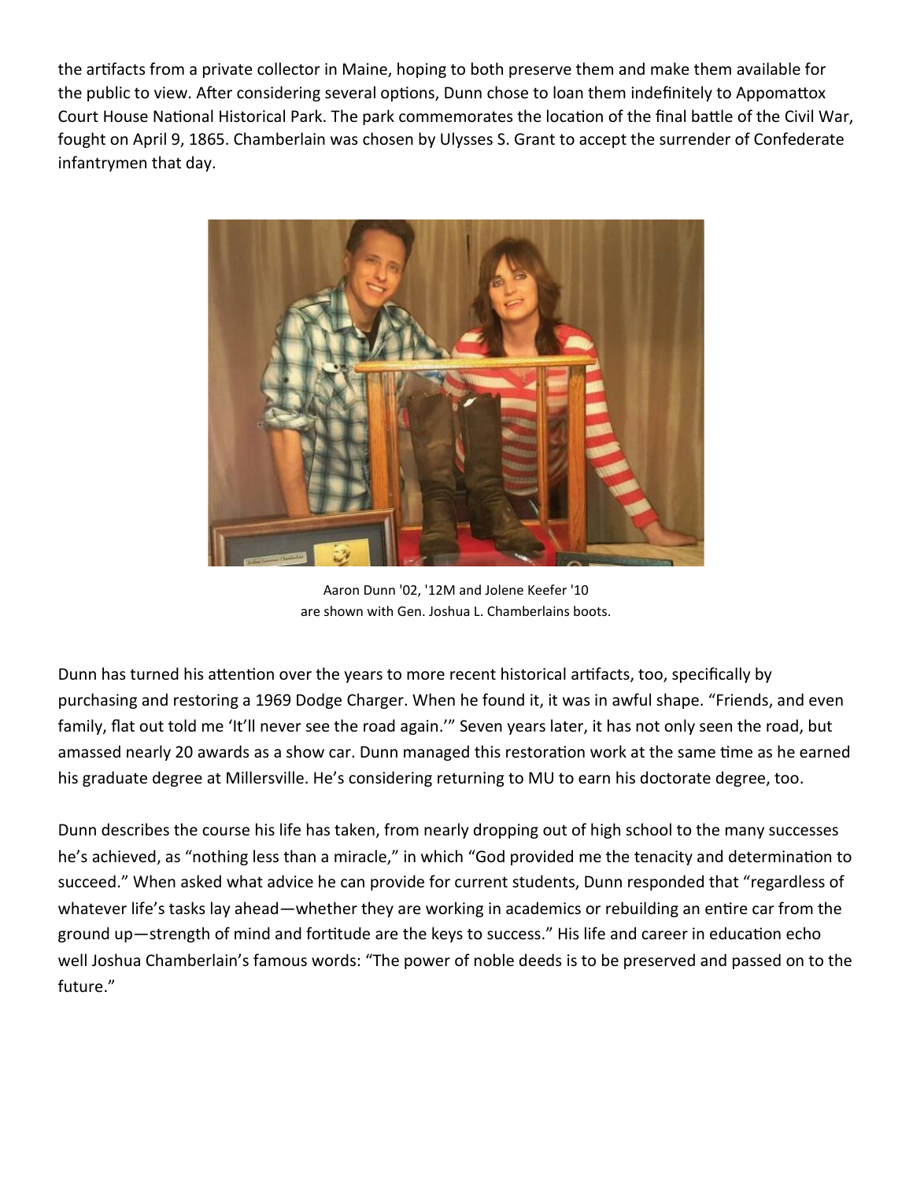the artifacts from a private collector in Maine, hoping to both preserve them and make them available for the public to view. After considering several options, Dunn chose to loan them indefinitely to Appomattox Court House National Historical Park. The park commemorates the location of the final battle of the Civil War, fought on April 9, 1865. Chamberlain was chosen by Ulysses S. Grant to accept the surrender of Confederate infantrymen that day.

Aaron Dunn '02, '12M and Jolene Keefer '10  
are shown with Gen. Joshua L. Chamberlains boots.

Dunn has turned his attention over the years to more recent historical artifacts, too, specifically by purchasing and restoring a 1969 Dodge Charger. When he found it, it was in awful shape. "Friends, and even family, flat out told me 'It'll never see the road again.'" Seven years later, it has not only seen the road, but amassed nearly 20 awards as a show car. Dunn managed this restoration work at the same time as he earned his graduate degree at Millersville. He's considering returning to MU to earn his doctorate degree, too.

Dunn describes the course his life has taken, from nearly dropping out of high school to the many successes he's achieved, as "nothing less than a miracle," in which "God provided me the tenacity and determination to succeed." When asked what advice he can provide for current students, Dunn responded that "regardless of whatever life's tasks lay ahead—whether they are working in academics or rebuilding an entire car from the ground up—strength of mind and fortitude are the keys to success." His life and career in education echo well Joshua Chamberlain's famous words: "The power of noble deeds is to be preserved and passed on to the future."